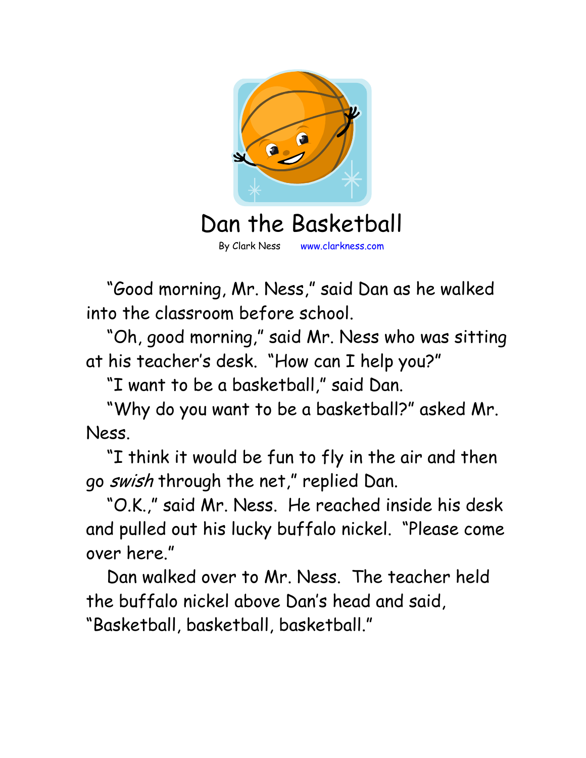# Dan the Basketball

By Clark Ness www.clarkness.com

"Good morning, Mr. Ness," said Dan as he walked into the classroom before school.

"Oh, good morning," said Mr. Ness who was sitting at his teacher's desk. "How can I help you?"

"I want to be a basketball," said Dan.

"Why do you want to be a basketball?" asked Mr. Ness.

"I think it would be fun to fly in the air and then go *swish* through the net," replied Dan.

"O.K.," said Mr. Ness. He reached inside his desk and pulled out his lucky buffalo nickel. "Please come over here."

Dan walked over to Mr. Ness. The teacher held the buffalo nickel above Dan's head and said, "Basketball, basketball, basketball."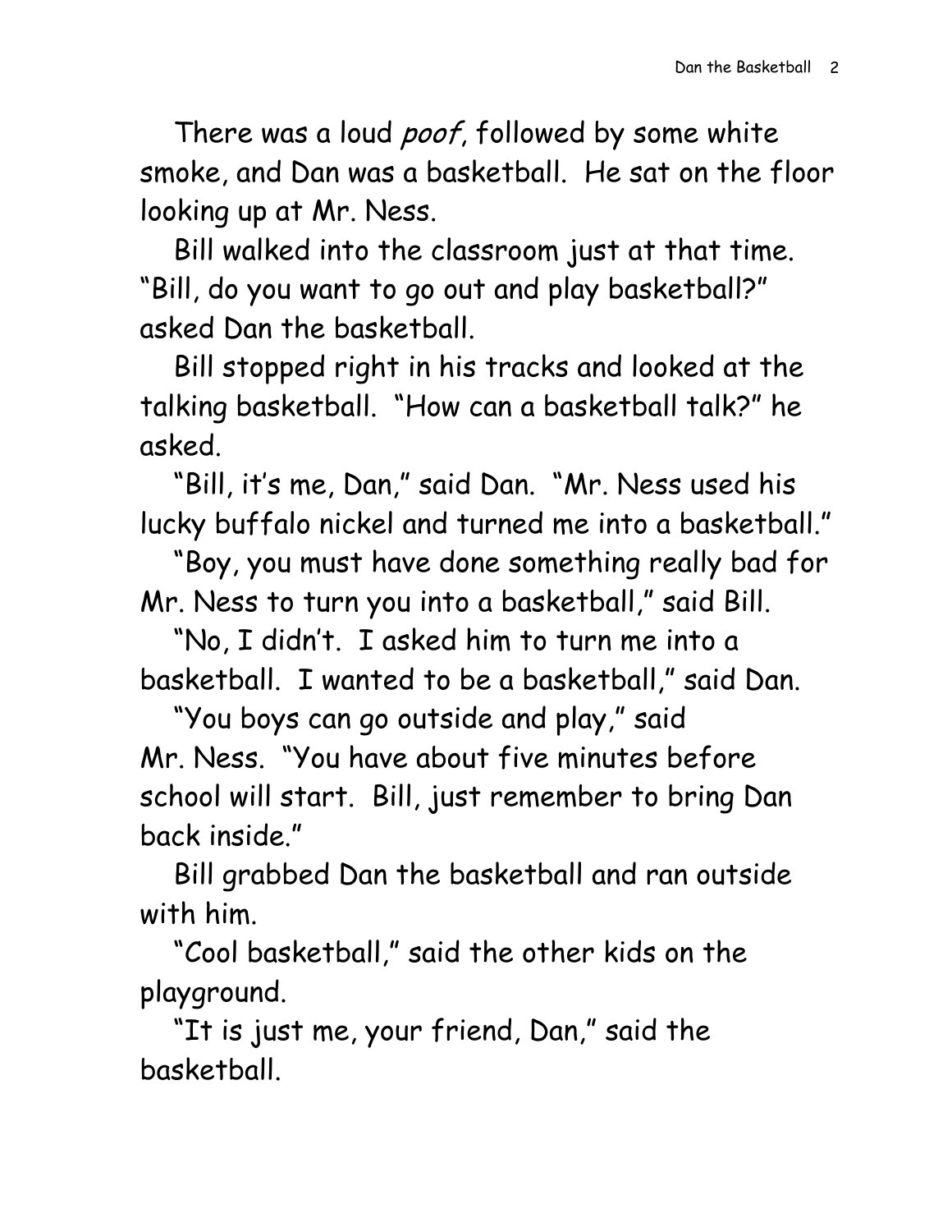There was a loud *poof*, followed by some white smoke, and Dan was a basketball. He sat on the floor looking up at Mr. Ness.

Bill walked into the classroom just at that time. "Bill, do you want to go out and play basketball?" asked Dan the basketball.

Bill stopped right in his tracks and looked at the talking basketball. "How can a basketball talk?" he asked.

"Bill, it's me, Dan," said Dan. "Mr. Ness used his lucky buffalo nickel and turned me into a basketball."

"Boy, you must have done something really bad for Mr. Ness to turn you into a basketball," said Bill.

"No, I didn't. I asked him to turn me into a basketball. I wanted to be a basketball," said Dan.

"You boys can go outside and play," said Mr. Ness. "You have about five minutes before school will start. Bill, just remember to bring Dan back inside."

Bill grabbed Dan the basketball and ran outside with him.

"Cool basketball," said the other kids on the playground.

"It is just me, your friend, Dan," said the basketball.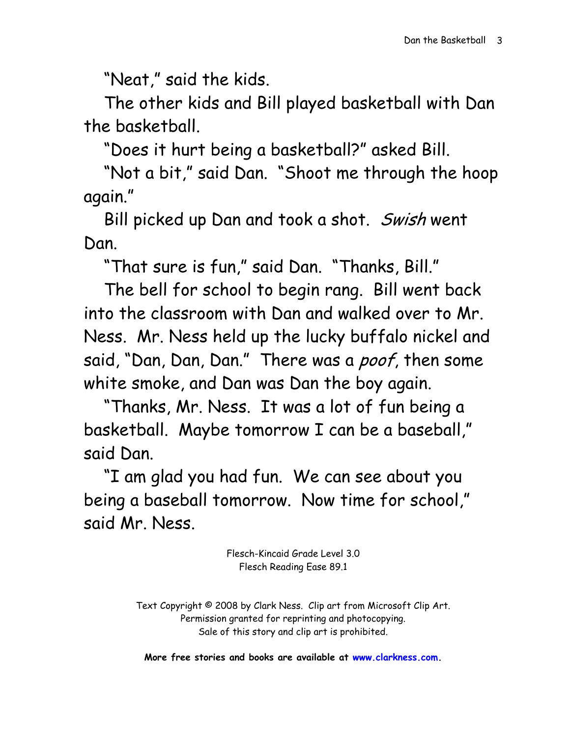"Neat," said the kids.

The other kids and Bill played basketball with Dan the basketball.

"Does it hurt being a basketball?" asked Bill.

"Not a bit," said Dan. "Shoot me through the hoop again."

Bill picked up Dan and took a shot. *Swish* went Dan.

"That sure is fun," said Dan. "Thanks, Bill."

The bell for school to begin rang. Bill went back into the classroom with Dan and walked over to Mr. Ness. Mr. Ness held up the lucky buffalo nickel and said, "Dan, Dan, Dan." There was a *poof*, then some white smoke, and Dan was Dan the boy again.

"Thanks, Mr. Ness. It was a lot of fun being a basketball. Maybe tomorrow I can be a baseball," said Dan.

"I am glad you had fun. We can see about you being a baseball tomorrow. Now time for school," said Mr. Ness.

Flesch-Kincaid Grade Level 3.0
Flesch Reading Ease 89.1

Text Copyright © 2008 by Clark Ness. Clip art from Microsoft Clip Art.
Permission granted for reprinting and photocopying.
Sale of this story and clip art is prohibited.

**More free stories and books are available at www.clarkness.com.**